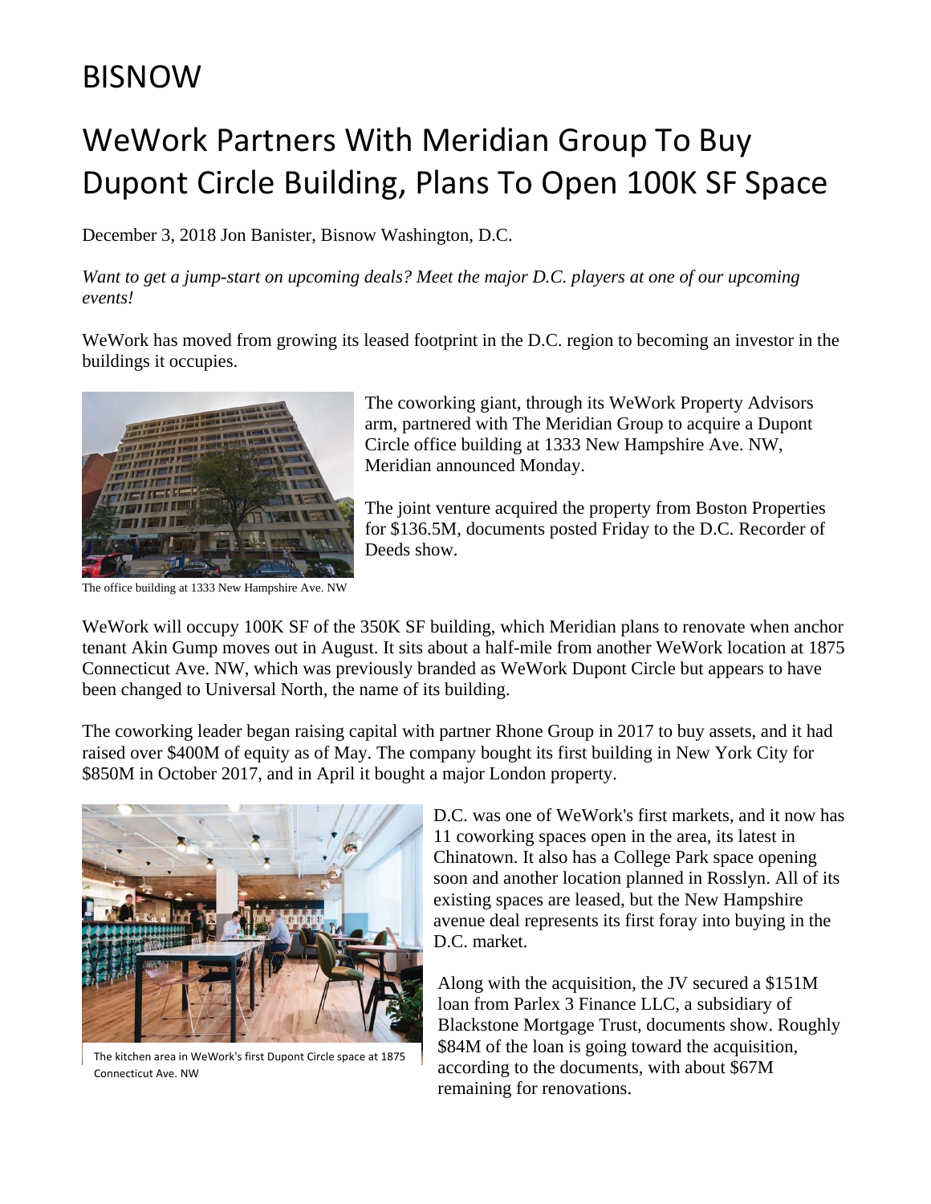BISNOW

# WeWork Partners With Meridian Group To Buy Dupont Circle Building, Plans To Open 100K SF Space

December 3, 2018 Jon Banister, Bisnow Washington, D.C.

*Want to get a jump-start on upcoming deals? Meet the major D.C. players at one of our upcoming events!*

WeWork has moved from growing its leased footprint in the D.C. region to becoming an investor in the buildings it occupies.

The office building at 1333 New Hampshire Ave. NW

The coworking giant, through its WeWork Property Advisors arm, partnered with The Meridian Group to acquire a Dupont Circle office building at 1333 New Hampshire Ave. NW, Meridian announced Monday.

The joint venture acquired the property from Boston Properties for $136.5M, documents posted Friday to the D.C. Recorder of Deeds show.

WeWork will occupy 100K SF of the 350K SF building, which Meridian plans to renovate when anchor tenant Akin Gump moves out in August. It sits about a half-mile from another WeWork location at 1875 Connecticut Ave. NW, which was previously branded as WeWork Dupont Circle but appears to have been changed to Universal North, the name of its building.

The coworking leader began raising capital with partner Rhone Group in 2017 to buy assets, and it had raised over $400M of equity as of May. The company bought its first building in New York City for $850M in October 2017, and in April it bought a major London property.

The kitchen area in WeWork's first Dupont Circle space at 1875 Connecticut Ave. NW

D.C. was one of WeWork's first markets, and it now has 11 coworking spaces open in the area, its latest in Chinatown. It also has a College Park space opening soon and another location planned in Rosslyn. All of its existing spaces are leased, but the New Hampshire avenue deal represents its first foray into buying in the D.C. market.

Along with the acquisition, the JV secured a $151M loan from Parlex 3 Finance LLC, a subsidiary of Blackstone Mortgage Trust, documents show. Roughly $84M of the loan is going toward the acquisition, according to the documents, with about $67M remaining for renovations.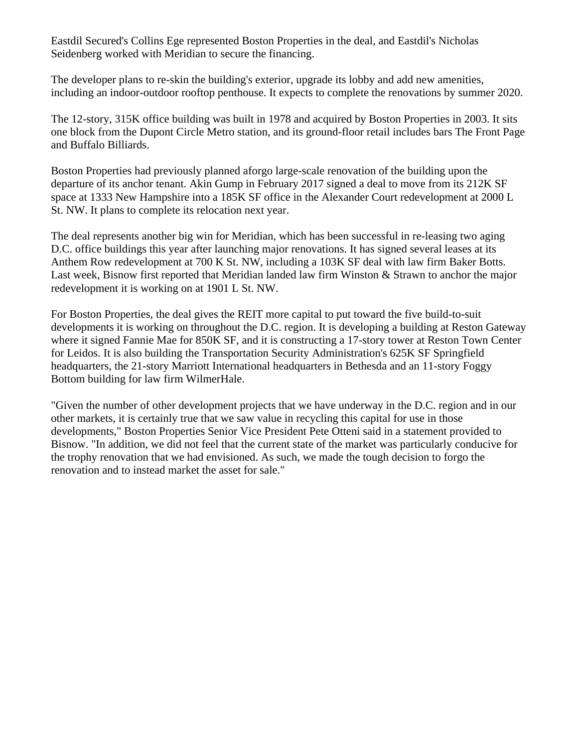Eastdil Secured's Collins Ege represented Boston Properties in the deal, and Eastdil's Nicholas Seidenberg worked with Meridian to secure the financing.

The developer plans to re-skin the building's exterior, upgrade its lobby and add new amenities, including an indoor-outdoor rooftop penthouse. It expects to complete the renovations by summer 2020.

The 12-story, 315K office building was built in 1978 and acquired by Boston Properties in 2003. It sits one block from the Dupont Circle Metro station, and its ground-floor retail includes bars The Front Page and Buffalo Billiards.

Boston Properties had previously planned aforgo large-scale renovation of the building upon the departure of its anchor tenant. Akin Gump in February 2017 signed a deal to move from its 212K SF space at 1333 New Hampshire into a 185K SF office in the Alexander Court redevelopment at 2000 L St. NW. It plans to complete its relocation next year.

The deal represents another big win for Meridian, which has been successful in re-leasing two aging D.C. office buildings this year after launching major renovations. It has signed several leases at its Anthem Row redevelopment at 700 K St. NW, including a 103K SF deal with law firm Baker Botts. Last week, Bisnow first reported that Meridian landed law firm Winston & Strawn to anchor the major redevelopment it is working on at 1901 L St. NW.

For Boston Properties, the deal gives the REIT more capital to put toward the five build-to-suit developments it is working on throughout the D.C. region. It is developing a building at Reston Gateway where it signed Fannie Mae for 850K SF, and it is constructing a 17-story tower at Reston Town Center for Leidos. It is also building the Transportation Security Administration's 625K SF Springfield headquarters, the 21-story Marriott International headquarters in Bethesda and an 11-story Foggy Bottom building for law firm WilmerHale.

"Given the number of other development projects that we have underway in the D.C. region and in our other markets, it is certainly true that we saw value in recycling this capital for use in those developments," Boston Properties Senior Vice President Pete Otteni said in a statement provided to Bisnow. "In addition, we did not feel that the current state of the market was particularly conducive for the trophy renovation that we had envisioned. As such, we made the tough decision to forgo the renovation and to instead market the asset for sale."